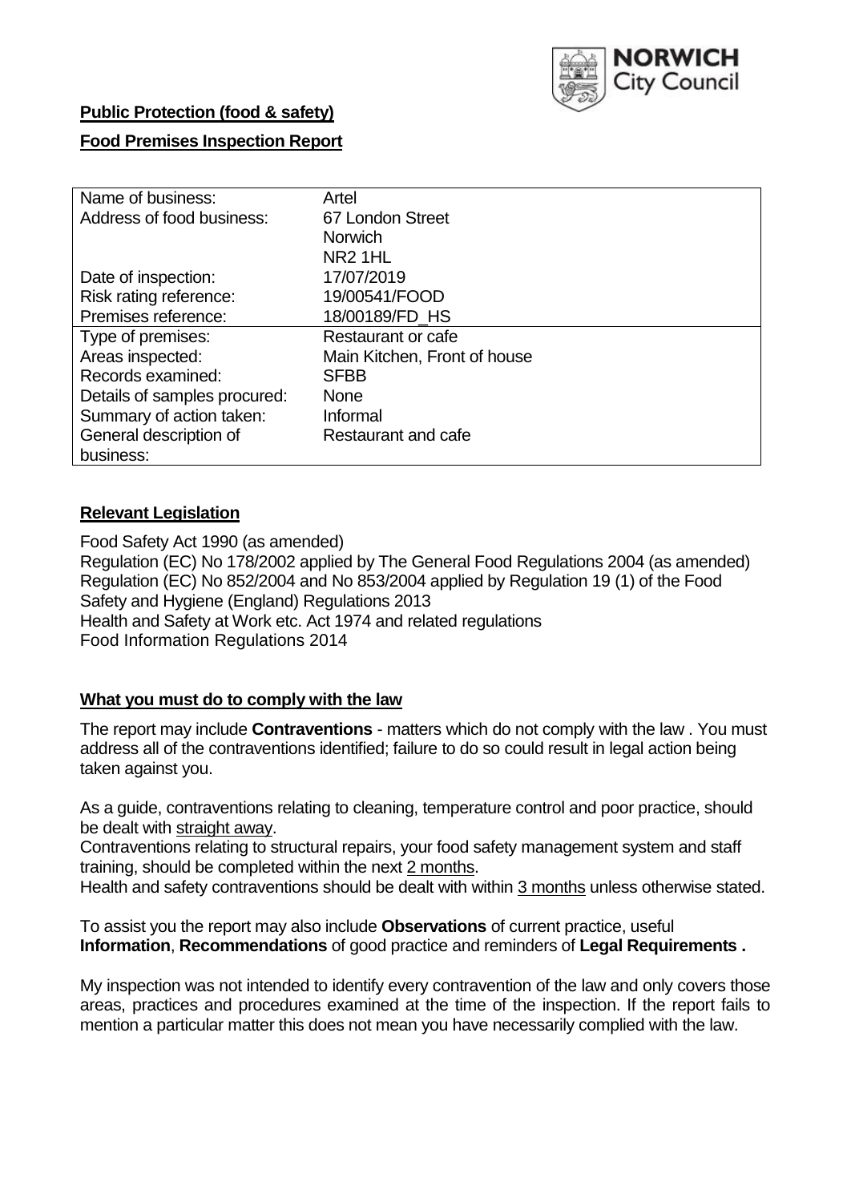**Public Protection (food & safety)**

**Food Premises Inspection Report**

| Name of business: | Artel |
|---|---|
| Address of food business: | 67 London Street<br>Norwich<br>NR2 1HL |
| Date of inspection: | 17/07/2019 |
| Risk rating reference: | 19/00541/FOOD |
| Premises reference: | 18/00189/FD_HS |
| Type of premises: | Restaurant or cafe |
| Areas inspected: | Main Kitchen, Front of house |
| Records examined: | SFBB |
| Details of samples procured: | None |
| Summary of action taken: | Informal |
| General description of business: | Restaurant and cafe |

## Relevant Legislation

Food Safety Act 1990 (as amended)
Regulation (EC) No 178/2002 applied by The General Food Regulations 2004 (as amended)
Regulation (EC) No 852/2004 and No 853/2004 applied by Regulation 19 (1) of the Food Safety and Hygiene (England) Regulations 2013
Health and Safety at Work etc. Act 1974 and related regulations
Food Information Regulations 2014

## What you must do to comply with the law

The report may include **Contraventions** - matters which do not comply with the law . You must address all of the contraventions identified; failure to do so could result in legal action being taken against you.

As a guide, contraventions relating to cleaning, temperature control and poor practice, should be dealt with straight away.
Contraventions relating to structural repairs, your food safety management system and staff training, should be completed within the next 2 months.
Health and safety contraventions should be dealt with within 3 months unless otherwise stated.

To assist you the report may also include **Observations** of current practice, useful **Information**, **Recommendations** of good practice and reminders of **Legal Requirements .**

My inspection was not intended to identify every contravention of the law and only covers those areas, practices and procedures examined at the time of the inspection. If the report fails to mention a particular matter this does not mean you have necessarily complied with the law.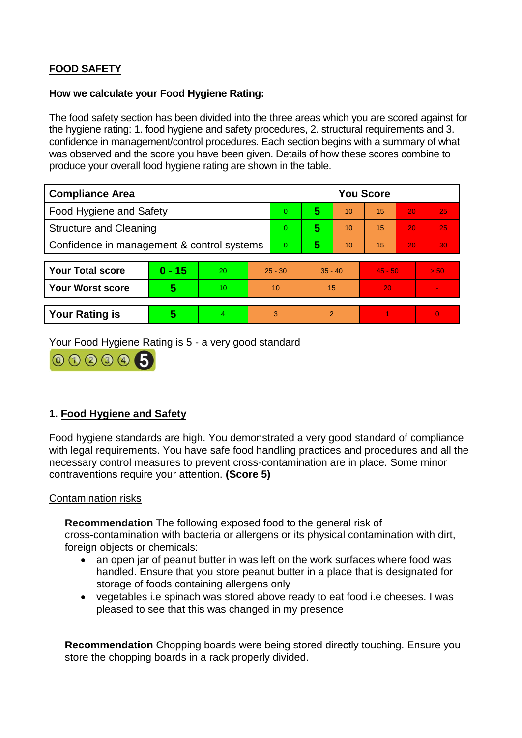## FOOD SAFETY

**How we calculate your Food Hygiene Rating:**

The food safety section has been divided into the three areas which you are scored against for the hygiene rating: 1. food hygiene and safety procedures, 2. structural requirements and 3. confidence in management/control procedures. Each section begins with a summary of what was observed and the score you have been given. Details of how these scores combine to produce your overall food hygiene rating are shown in the table.

| Compliance Area | You Score | | | | | |
|---|---|---|---|---|---|---|
| Food Hygiene and Safety | 0 | **5** | 10 | 15 | 20 | 25 |
| Structure and Cleaning | 0 | **5** | 10 | 15 | 20 | 25 |
| Confidence in management & control systems | 0 | **5** | 10 | 15 | 20 | 30 |

| | | | | | | |
|---|---|---|---|---|---|---|
| **Your Total score** | **0 - 15** | 20 | 25 - 30 | 35 - 40 | 45 - 50 | > 50 |
| **Your Worst score** | **5** | 10 | 10 | 15 | 20 | - |

| | | | | | | |
|---|---|---|---|---|---|---|
| **Your Rating is** | **5** | 4 | 3 | 2 | 1 | 0 |

Your Food Hygiene Rating is 5 - a very good standard

### 1. Food Hygiene and Safety

Food hygiene standards are high. You demonstrated a very good standard of compliance with legal requirements. You have safe food handling practices and procedures and all the necessary control measures to prevent cross-contamination are in place. Some minor contraventions require your attention. **(Score 5)**

Contamination risks

**Recommendation** The following exposed food to the general risk of cross-contamination with bacteria or allergens or its physical contamination with dirt, foreign objects or chemicals:

- an open jar of peanut butter in was left on the work surfaces where food was handled. Ensure that you store peanut butter in a place that is designated for storage of foods containing allergens only
- vegetables i.e spinach was stored above ready to eat food i.e cheeses. I was pleased to see that this was changed in my presence

**Recommendation** Chopping boards were being stored directly touching. Ensure you store the chopping boards in a rack properly divided.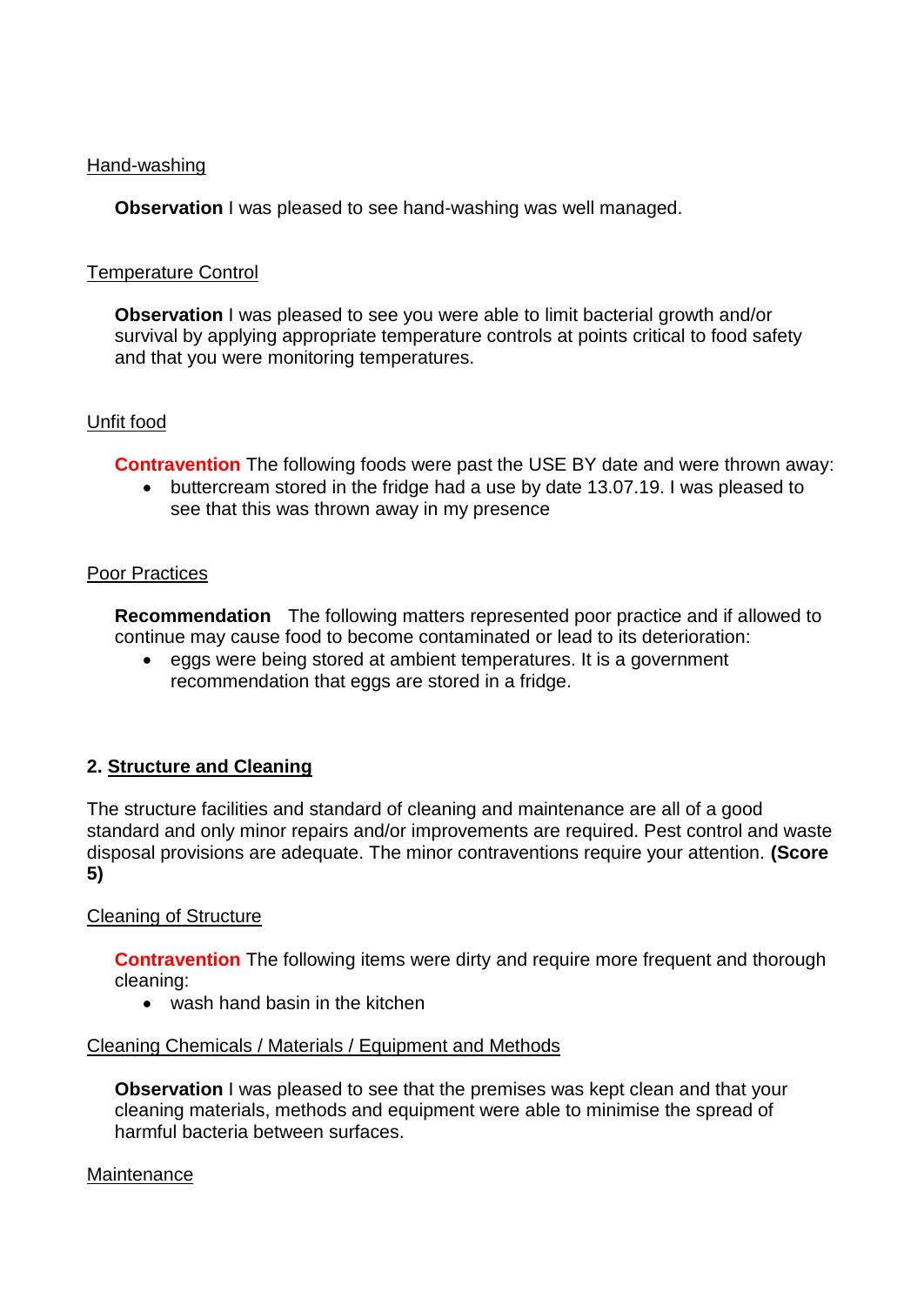Hand-washing

**Observation** I was pleased to see hand-washing was well managed.

Temperature Control

**Observation** I was pleased to see you were able to limit bacterial growth and/or survival by applying appropriate temperature controls at points critical to food safety and that you were monitoring temperatures.

Unfit food

**Contravention** The following foods were past the USE BY date and were thrown away:

- buttercream stored in the fridge had a use by date 13.07.19. I was pleased to see that this was thrown away in my presence

Poor Practices

**Recommendation** The following matters represented poor practice and if allowed to continue may cause food to become contaminated or lead to its deterioration:

- eggs were being stored at ambient temperatures. It is a government recommendation that eggs are stored in a fridge.

## 2. Structure and Cleaning

The structure facilities and standard of cleaning and maintenance are all of a good standard and only minor repairs and/or improvements are required. Pest control and waste disposal provisions are adequate. The minor contraventions require your attention. **(Score 5)**

Cleaning of Structure

**Contravention** The following items were dirty and require more frequent and thorough cleaning:

- wash hand basin in the kitchen

Cleaning Chemicals / Materials / Equipment and Methods

**Observation** I was pleased to see that the premises was kept clean and that your cleaning materials, methods and equipment were able to minimise the spread of harmful bacteria between surfaces.

Maintenance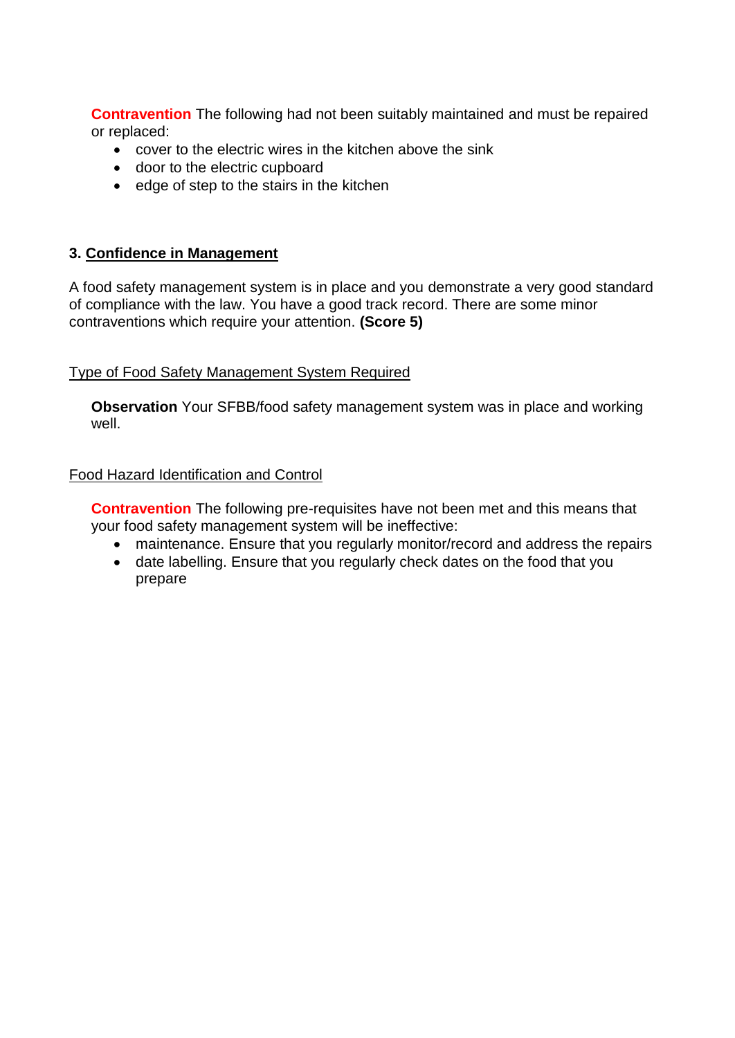**Contravention** The following had not been suitably maintained and must be repaired or replaced:

- cover to the electric wires in the kitchen above the sink
- door to the electric cupboard
- edge of step to the stairs in the kitchen

## 3. Confidence in Management

A food safety management system is in place and you demonstrate a very good standard of compliance with the law. You have a good track record. There are some minor contraventions which require your attention. **(Score 5)**

### Type of Food Safety Management System Required

**Observation** Your SFBB/food safety management system was in place and working well.

### Food Hazard Identification and Control

**Contravention** The following pre-requisites have not been met and this means that your food safety management system will be ineffective:

- maintenance. Ensure that you regularly monitor/record and address the repairs
- date labelling. Ensure that you regularly check dates on the food that you prepare